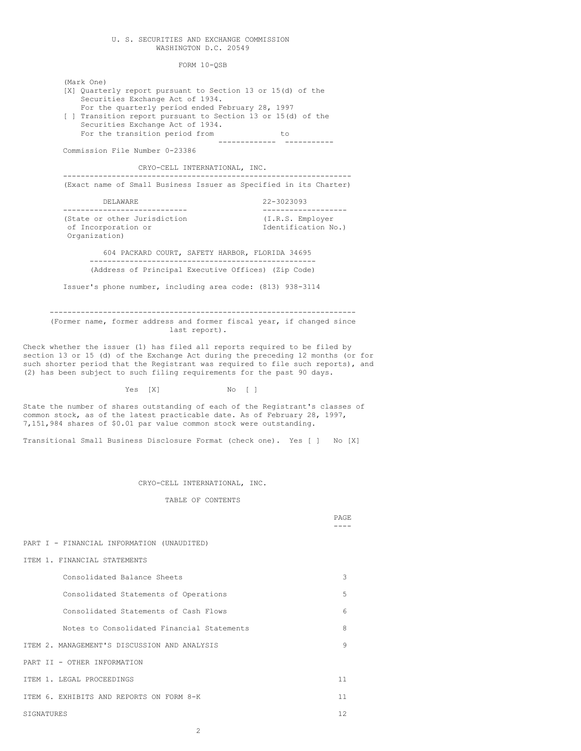U. S. SECURITIES AND EXCHANGE COMMISSION
WASHINGTON D.C. 20549

FORM 10-QSB

(Mark One)

[X] Quarterly report pursuant to Section 13 or 15(d) of the Securities Exchange Act of 1934.
For the quarterly period ended February 28, 1997

[ ] Transition report pursuant to Section 13 or 15(d) of the Securities Exchange Act of 1934.
For the transition period from ____________ to ___________

Commission File Number 0-23386

**CRYO-CELL INTERNATIONAL, INC.**

(Exact name of Small Business Issuer as Specified in its Charter)

| DELAWARE | 22-3023093 |
|---|---|
| (State or other Jurisdiction of Incorporation or Organization) | (I.R.S. Employer Identification No.) |

604 PACKARD COURT, SAFETY HARBOR, FLORIDA 34695

(Address of Principal Executive Offices) (Zip Code)

Issuer's phone number, including area code: (813) 938-3114

(Former name, former address and former fiscal year, if changed since last report).

Check whether the issuer (1) has filed all reports required to be filed by section 13 or 15 (d) of the Exchange Act during the preceding 12 months (or for such shorter period that the Registrant was required to file such reports), and (2) has been subject to such filing requirements for the past 90 days.

Yes [X] No [ ]

State the number of shares outstanding of each of the Registrant's classes of common stock, as of the latest practicable date. As of February 28, 1997, 7,151,984 shares of $0.01 par value common stock were outstanding.

Transitional Small Business Disclosure Format (check one). Yes [ ] No [X]

CRYO-CELL INTERNATIONAL, INC.

TABLE OF CONTENTS

| | PAGE |
|---|---|
| PART I - FINANCIAL INFORMATION (UNAUDITED) | |
| ITEM 1. FINANCIAL STATEMENTS | |
| Consolidated Balance Sheets | 3 |
| Consolidated Statements of Operations | 5 |
| Consolidated Statements of Cash Flows | 6 |
| Notes to Consolidated Financial Statements | 8 |
| ITEM 2. MANAGEMENT'S DISCUSSION AND ANALYSIS | 9 |
| PART II - OTHER INFORMATION | |
| ITEM 1. LEGAL PROCEEDINGS | 11 |
| ITEM 6. EXHIBITS AND REPORTS ON FORM 8-K | 11 |
| SIGNATURES | 12 |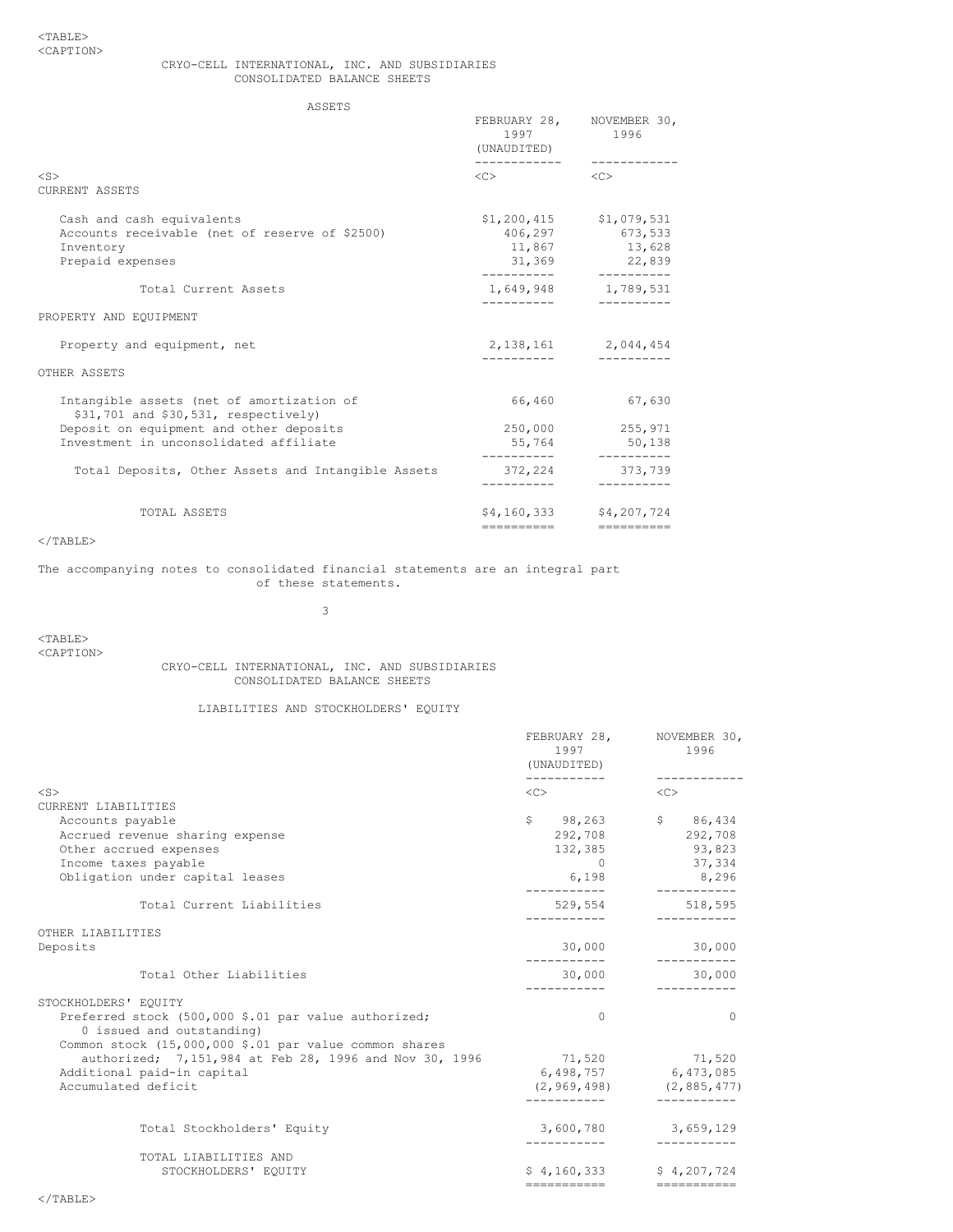CRYO-CELL INTERNATIONAL, INC. AND SUBSIDIARIES
CONSOLIDATED BALANCE SHEETS

ASSETS

| | FEBRUARY 28, 1997 (UNAUDITED) | NOVEMBER 30, 1996 |
|---|---|---|
| CURRENT ASSETS | | |
| Cash and cash equivalents | $1,200,415 | $1,079,531 |
| Accounts receivable (net of reserve of $2500) | 406,297 | 673,533 |
| Inventory | 11,867 | 13,628 |
| Prepaid expenses | 31,369 | 22,839 |
| Total Current Assets | 1,649,948 | 1,789,531 |
| PROPERTY AND EQUIPMENT | | |
| Property and equipment, net | 2,138,161 | 2,044,454 |
| OTHER ASSETS | | |
| Intangible assets (net of amortization of $31,701 and $30,531, respectively) | 66,460 | 67,630 |
| Deposit on equipment and other deposits | 250,000 | 255,971 |
| Investment in unconsolidated affiliate | 55,764 | 50,138 |
| Total Deposits, Other Assets and Intangible Assets | 372,224 | 373,739 |
| TOTAL ASSETS | $4,160,333 | $4,207,724 |

The accompanying notes to consolidated financial statements are an integral part of these statements.

CRYO-CELL INTERNATIONAL, INC. AND SUBSIDIARIES
CONSOLIDATED BALANCE SHEETS

LIABILITIES AND STOCKHOLDERS' EQUITY

| | FEBRUARY 28, 1997 (UNAUDITED) | NOVEMBER 30, 1996 |
|---|---|---|
| CURRENT LIABILITIES | | |
| Accounts payable | $ 98,263 | $ 86,434 |
| Accrued revenue sharing expense | 292,708 | 292,708 |
| Other accrued expenses | 132,385 | 93,823 |
| Income taxes payable | 0 | 37,334 |
| Obligation under capital leases | 6,198 | 8,296 |
| Total Current Liabilities | 529,554 | 518,595 |
| OTHER LIABILITIES | | |
| Deposits | 30,000 | 30,000 |
| Total Other Liabilities | 30,000 | 30,000 |
| STOCKHOLDERS' EQUITY | | |
| Preferred stock (500,000 $.01 par value authorized; 0 issued and outstanding) | 0 | 0 |
| Common stock (15,000,000 $.01 par value common shares authorized; 7,151,984 at Feb 28, 1996 and Nov 30, 1996 | 71,520 | 71,520 |
| Additional paid-in capital | 6,498,757 | 6,473,085 |
| Accumulated deficit | (2,969,498) | (2,885,477) |
| Total Stockholders' Equity | 3,600,780 | 3,659,129 |
| TOTAL LIABILITIES AND STOCKHOLDERS' EQUITY | $ 4,160,333 | $ 4,207,724 |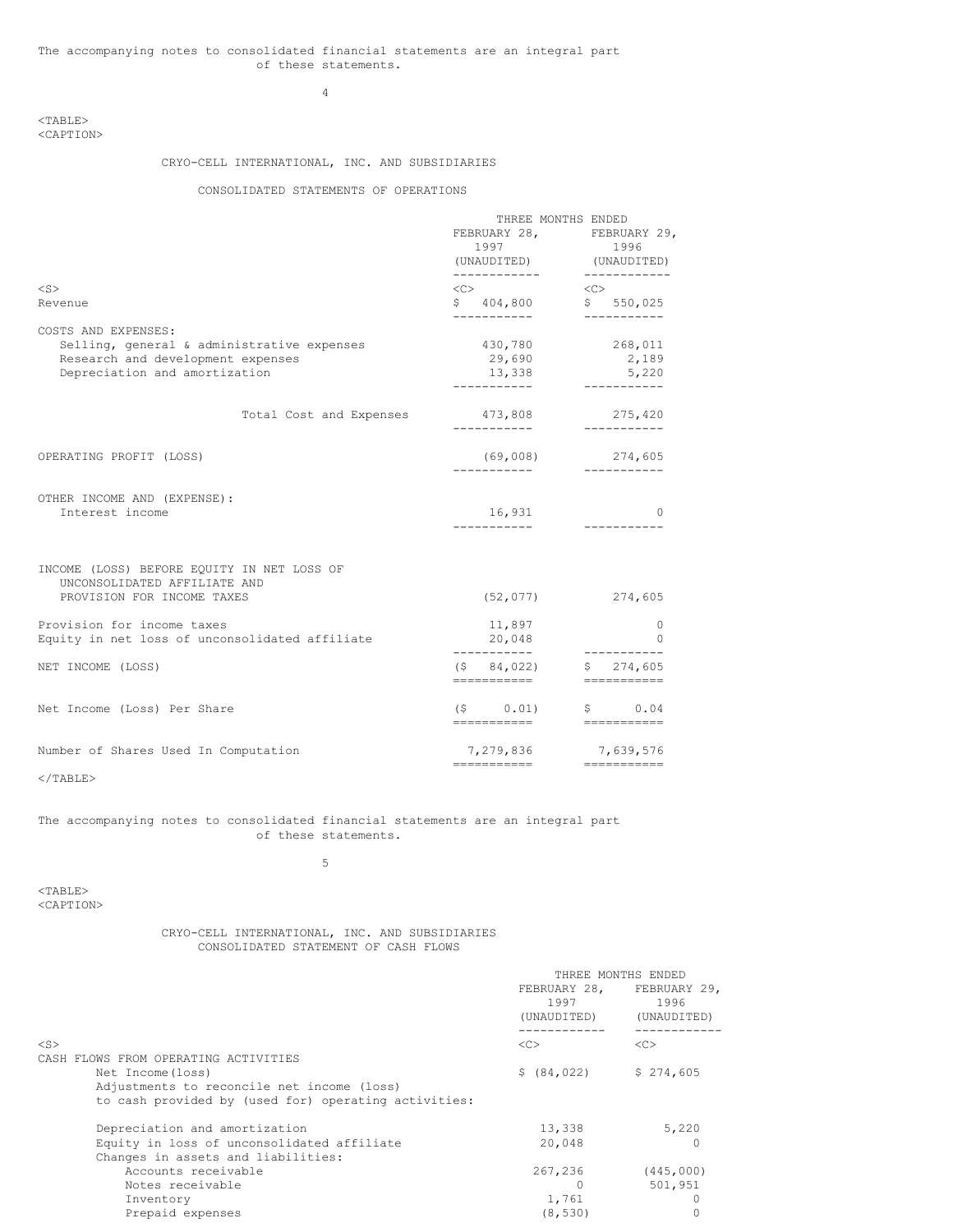The accompanying notes to consolidated financial statements are an integral part of these statements.

## CRYO-CELL INTERNATIONAL, INC. AND SUBSIDIARIES

### CONSOLIDATED STATEMENTS OF OPERATIONS

| | THREE MONTHS ENDED FEBRUARY 28, 1997 (UNAUDITED) | THREE MONTHS ENDED FEBRUARY 29, 1996 (UNAUDITED) |
|---|---|---|
| Revenue | $ 404,800 | $ 550,025 |
| COSTS AND EXPENSES: | | |
| Selling, general & administrative expenses | 430,780 | 268,011 |
| Research and development expenses | 29,690 | 2,189 |
| Depreciation and amortization | 13,338 | 5,220 |
| Total Cost and Expenses | 473,808 | 275,420 |
| OPERATING PROFIT (LOSS) | (69,008) | 274,605 |
| OTHER INCOME AND (EXPENSE): | | |
| Interest income | 16,931 | 0 |
| INCOME (LOSS) BEFORE EQUITY IN NET LOSS OF UNCONSOLIDATED AFFILIATE AND PROVISION FOR INCOME TAXES | (52,077) | 274,605 |
| Provision for income taxes | 11,897 | 0 |
| Equity in net loss of unconsolidated affiliate | 20,048 | 0 |
| NET INCOME (LOSS) | ($ 84,022) | $ 274,605 |
| Net Income (Loss) Per Share | ($ 0.01) | $ 0.04 |
| Number of Shares Used In Computation | 7,279,836 | 7,639,576 |

The accompanying notes to consolidated financial statements are an integral part of these statements.

## CRYO-CELL INTERNATIONAL, INC. AND SUBSIDIARIES

### CONSOLIDATED STATEMENT OF CASH FLOWS

| | THREE MONTHS ENDED FEBRUARY 28, 1997 (UNAUDITED) | THREE MONTHS ENDED FEBRUARY 29, 1996 (UNAUDITED) |
|---|---|---|
| CASH FLOWS FROM OPERATING ACTIVITIES | | |
| Net Income(loss) | $ (84,022) | $ 274,605 |
| Adjustments to reconcile net income (loss) to cash provided by (used for) operating activities: | | |
| Depreciation and amortization | 13,338 | 5,220 |
| Equity in loss of unconsolidated affiliate | 20,048 | 0 |
| Changes in assets and liabilities: | | |
| Accounts receivable | 267,236 | (445,000) |
| Notes receivable | 0 | 501,951 |
| Inventory | 1,761 | 0 |
| Prepaid expenses | (8,530) | 0 |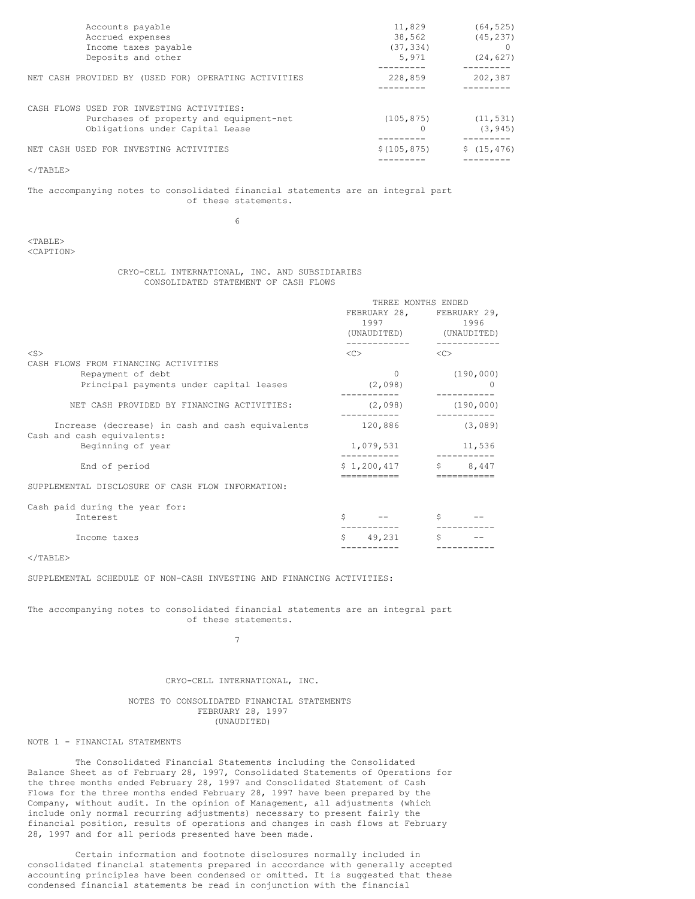| | | |
|---|---|---|
| Accounts payable | 11,829 | (64,525) |
| Accrued expenses | 38,562 | (45,237) |
| Income taxes payable | (37,334) | 0 |
| Deposits and other | 5,971 | (24,627) |
| NET CASH PROVIDED BY (USED FOR) OPERATING ACTIVITIES | 228,859 | 202,387 |
| CASH FLOWS USED FOR INVESTING ACTIVITIES: | | |
| Purchases of property and equipment-net | (105,875) | (11,531) |
| Obligations under Capital Lease | 0 | (3,945) |
| NET CASH USED FOR INVESTING ACTIVITIES | $(105,875) | $ (15,476) |

The accompanying notes to consolidated financial statements are an integral part of these statements.

CRYO-CELL INTERNATIONAL, INC. AND SUBSIDIARIES
CONSOLIDATED STATEMENT OF CASH FLOWS

| | THREE MONTHS ENDED FEBRUARY 28, 1997 (UNAUDITED) | FEBRUARY 29, 1996 (UNAUDITED) |
|---|---|---|
| CASH FLOWS FROM FINANCING ACTIVITIES | | |
| Repayment of debt | 0 | (190,000) |
| Principal payments under capital leases | (2,098) | 0 |
| NET CASH PROVIDED BY FINANCING ACTIVITIES: | (2,098) | (190,000) |
| Increase (decrease) in cash and cash equivalents | 120,886 | (3,089) |
| Cash and cash equivalents: | | |
| Beginning of year | 1,079,531 | 11,536 |
| End of period | $ 1,200,417 | $ 8,447 |
| SUPPLEMENTAL DISCLOSURE OF CASH FLOW INFORMATION: | | |
| Cash paid during the year for: | | |
| Interest | $ -- | $ -- |
| Income taxes | $ 49,231 | $ -- |

SUPPLEMENTAL SCHEDULE OF NON-CASH INVESTING AND FINANCING ACTIVITIES:

The accompanying notes to consolidated financial statements are an integral part of these statements.

CRYO-CELL INTERNATIONAL, INC.

NOTES TO CONSOLIDATED FINANCIAL STATEMENTS
FEBRUARY 28, 1997
(UNAUDITED)

NOTE 1 - FINANCIAL STATEMENTS

The Consolidated Financial Statements including the Consolidated Balance Sheet as of February 28, 1997, Consolidated Statements of Operations for the three months ended February 28, 1997 and Consolidated Statement of Cash Flows for the three months ended February 28, 1997 have been prepared by the Company, without audit. In the opinion of Management, all adjustments (which include only normal recurring adjustments) necessary to present fairly the financial position, results of operations and changes in cash flows at February 28, 1997 and for all periods presented have been made.

Certain information and footnote disclosures normally included in consolidated financial statements prepared in accordance with generally accepted accounting principles have been condensed or omitted. It is suggested that these condensed financial statements be read in conjunction with the financial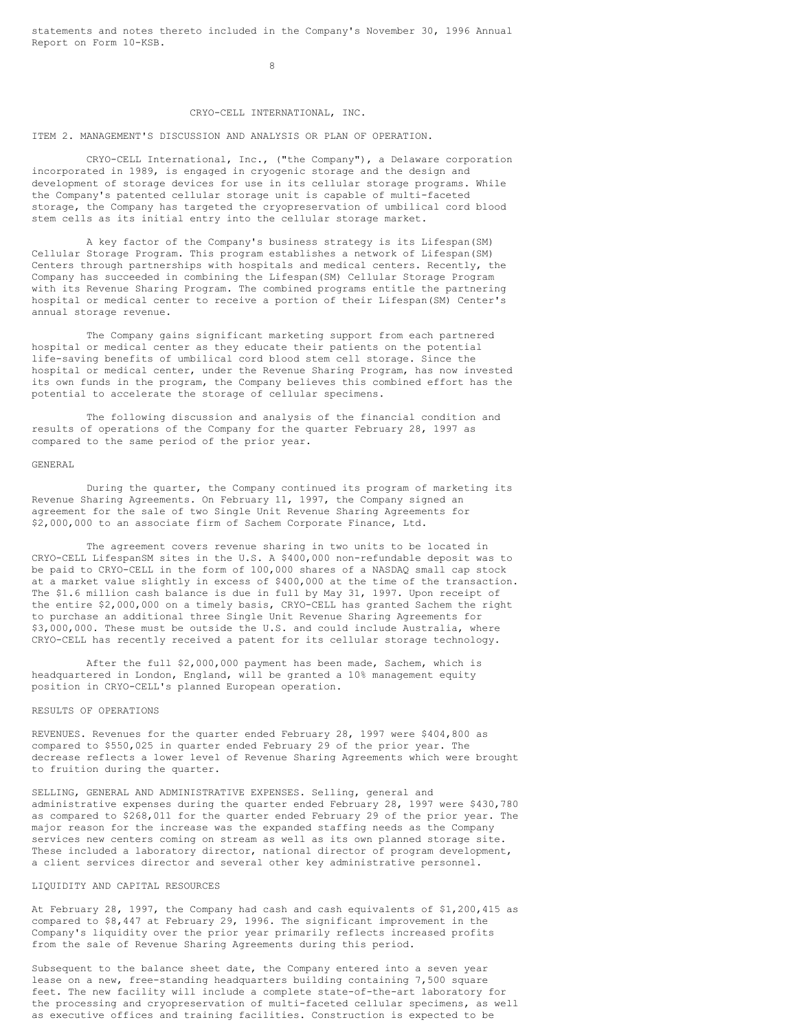statements and notes thereto included in the Company's November 30, 1996 Annual Report on Form 10-KSB.

CRYO-CELL INTERNATIONAL, INC.

ITEM 2. MANAGEMENT'S DISCUSSION AND ANALYSIS OR PLAN OF OPERATION.

CRYO-CELL International, Inc., ("the Company"), a Delaware corporation incorporated in 1989, is engaged in cryogenic storage and the design and development of storage devices for use in its cellular storage programs. While the Company's patented cellular storage unit is capable of multi-faceted storage, the Company has targeted the cryopreservation of umbilical cord blood stem cells as its initial entry into the cellular storage market.

A key factor of the Company's business strategy is its Lifespan(SM) Cellular Storage Program. This program establishes a network of Lifespan(SM) Centers through partnerships with hospitals and medical centers. Recently, the Company has succeeded in combining the Lifespan(SM) Cellular Storage Program with its Revenue Sharing Program. The combined programs entitle the partnering hospital or medical center to receive a portion of their Lifespan(SM) Center's annual storage revenue.

The Company gains significant marketing support from each partnered hospital or medical center as they educate their patients on the potential life-saving benefits of umbilical cord blood stem cell storage. Since the hospital or medical center, under the Revenue Sharing Program, has now invested its own funds in the program, the Company believes this combined effort has the potential to accelerate the storage of cellular specimens.

The following discussion and analysis of the financial condition and results of operations of the Company for the quarter February 28, 1997 as compared to the same period of the prior year.

GENERAL

During the quarter, the Company continued its program of marketing its Revenue Sharing Agreements. On February 11, 1997, the Company signed an agreement for the sale of two Single Unit Revenue Sharing Agreements for $2,000,000 to an associate firm of Sachem Corporate Finance, Ltd.

The agreement covers revenue sharing in two units to be located in CRYO-CELL LifespanSM sites in the U.S. A $400,000 non-refundable deposit was to be paid to CRYO-CELL in the form of 100,000 shares of a NASDAQ small cap stock at a market value slightly in excess of $400,000 at the time of the transaction. The $1.6 million cash balance is due in full by May 31, 1997. Upon receipt of the entire $2,000,000 on a timely basis, CRYO-CELL has granted Sachem the right to purchase an additional three Single Unit Revenue Sharing Agreements for $3,000,000. These must be outside the U.S. and could include Australia, where CRYO-CELL has recently received a patent for its cellular storage technology.

After the full $2,000,000 payment has been made, Sachem, which is headquartered in London, England, will be granted a 10% management equity position in CRYO-CELL's planned European operation.

RESULTS OF OPERATIONS

REVENUES. Revenues for the quarter ended February 28, 1997 were $404,800 as compared to $550,025 in quarter ended February 29 of the prior year. The decrease reflects a lower level of Revenue Sharing Agreements which were brought to fruition during the quarter.

SELLING, GENERAL AND ADMINISTRATIVE EXPENSES. Selling, general and administrative expenses during the quarter ended February 28, 1997 were $430,780 as compared to $268,011 for the quarter ended February 29 of the prior year. The major reason for the increase was the expanded staffing needs as the Company services new centers coming on stream as well as its own planned storage site. These included a laboratory director, national director of program development, a client services director and several other key administrative personnel.

LIQUIDITY AND CAPITAL RESOURCES

At February 28, 1997, the Company had cash and cash equivalents of $1,200,415 as compared to $8,447 at February 29, 1996. The significant improvement in the Company's liquidity over the prior year primarily reflects increased profits from the sale of Revenue Sharing Agreements during this period.

Subsequent to the balance sheet date, the Company entered into a seven year lease on a new, free-standing headquarters building containing 7,500 square feet. The new facility will include a complete state-of-the-art laboratory for the processing and cryopreservation of multi-faceted cellular specimens, as well as executive offices and training facilities. Construction is expected to be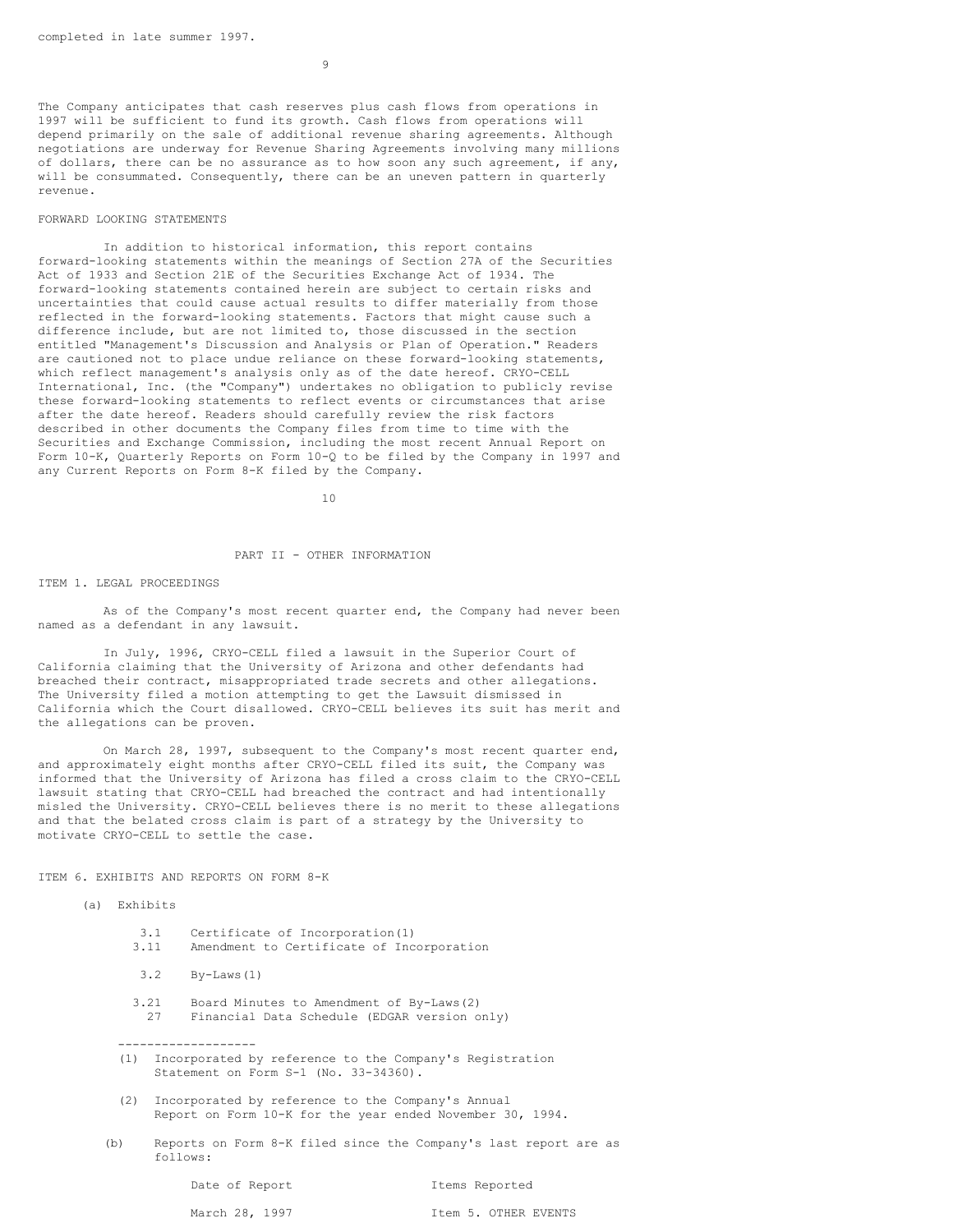completed in late summer 1997.

The Company anticipates that cash reserves plus cash flows from operations in 1997 will be sufficient to fund its growth. Cash flows from operations will depend primarily on the sale of additional revenue sharing agreements. Although negotiations are underway for Revenue Sharing Agreements involving many millions of dollars, there can be no assurance as to how soon any such agreement, if any, will be consummated. Consequently, there can be an uneven pattern in quarterly revenue.

FORWARD LOOKING STATEMENTS

In addition to historical information, this report contains forward-looking statements within the meanings of Section 27A of the Securities Act of 1933 and Section 21E of the Securities Exchange Act of 1934. The forward-looking statements contained herein are subject to certain risks and uncertainties that could cause actual results to differ materially from those reflected in the forward-looking statements. Factors that might cause such a difference include, but are not limited to, those discussed in the section entitled "Management's Discussion and Analysis or Plan of Operation." Readers are cautioned not to place undue reliance on these forward-looking statements, which reflect management's analysis only as of the date hereof. CRYO-CELL International, Inc. (the "Company") undertakes no obligation to publicly revise these forward-looking statements to reflect events or circumstances that arise after the date hereof. Readers should carefully review the risk factors described in other documents the Company files from time to time with the Securities and Exchange Commission, including the most recent Annual Report on Form 10-K, Quarterly Reports on Form 10-Q to be filed by the Company in 1997 and any Current Reports on Form 8-K filed by the Company.

## PART II - OTHER INFORMATION

ITEM 1. LEGAL PROCEEDINGS

As of the Company's most recent quarter end, the Company had never been named as a defendant in any lawsuit.

In July, 1996, CRYO-CELL filed a lawsuit in the Superior Court of California claiming that the University of Arizona and other defendants had breached their contract, misappropriated trade secrets and other allegations. The University filed a motion attempting to get the Lawsuit dismissed in California which the Court disallowed. CRYO-CELL believes its suit has merit and the allegations can be proven.

On March 28, 1997, subsequent to the Company's most recent quarter end, and approximately eight months after CRYO-CELL filed its suit, the Company was informed that the University of Arizona has filed a cross claim to the CRYO-CELL lawsuit stating that CRYO-CELL had breached the contract and had intentionally misled the University. CRYO-CELL believes there is no merit to these allegations and that the belated cross claim is part of a strategy by the University to motivate CRYO-CELL to settle the case.

ITEM 6. EXHIBITS AND REPORTS ON FORM 8-K

(a) Exhibits

- 3.1 Certificate of Incorporation(1)
- 3.11 Amendment to Certificate of Incorporation
- 3.2 By-Laws(1)
- 3.21 Board Minutes to Amendment of By-Laws(2)
- 27 Financial Data Schedule (EDGAR version only)

-------------------

(1) Incorporated by reference to the Company's Registration Statement on Form S-1 (No. 33-34360).

(2) Incorporated by reference to the Company's Annual Report on Form 10-K for the year ended November 30, 1994.

(b) Reports on Form 8-K filed since the Company's last report are as follows:

| Date of Report | Items Reported |
|---|---|
| March 28, 1997 | Item 5. OTHER EVENTS |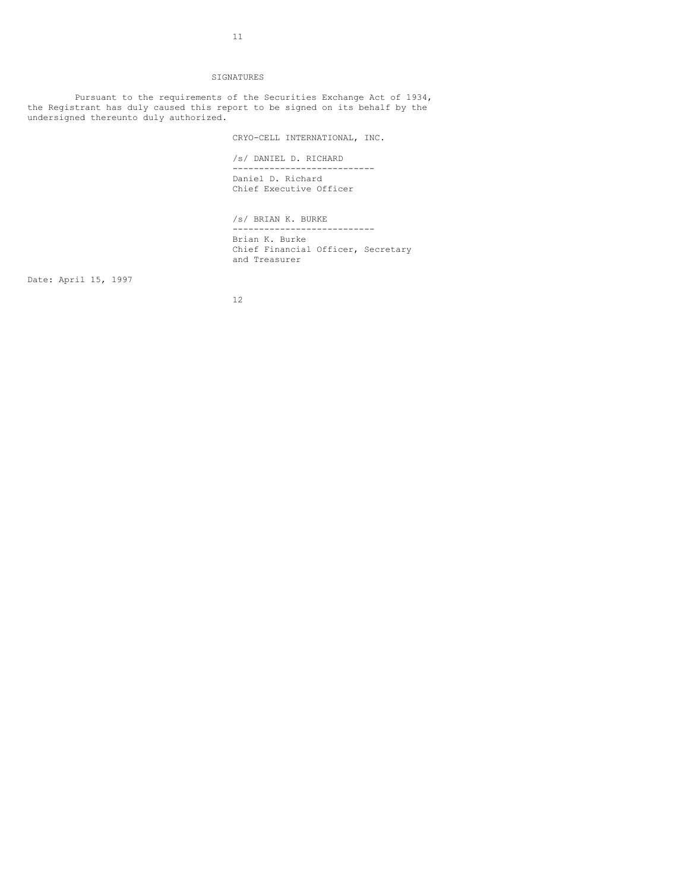## SIGNATURES

Pursuant to the requirements of the Securities Exchange Act of 1934, the Registrant has duly caused this report to be signed on its behalf by the undersigned thereunto duly authorized.

CRYO-CELL INTERNATIONAL, INC.

/s/ DANIEL D. RICHARD

---------------------------

Daniel D. Richard
Chief Executive Officer

/s/ BRIAN K. BURKE

---------------------------

Brian K. Burke
Chief Financial Officer, Secretary and Treasurer

Date: April 15, 1997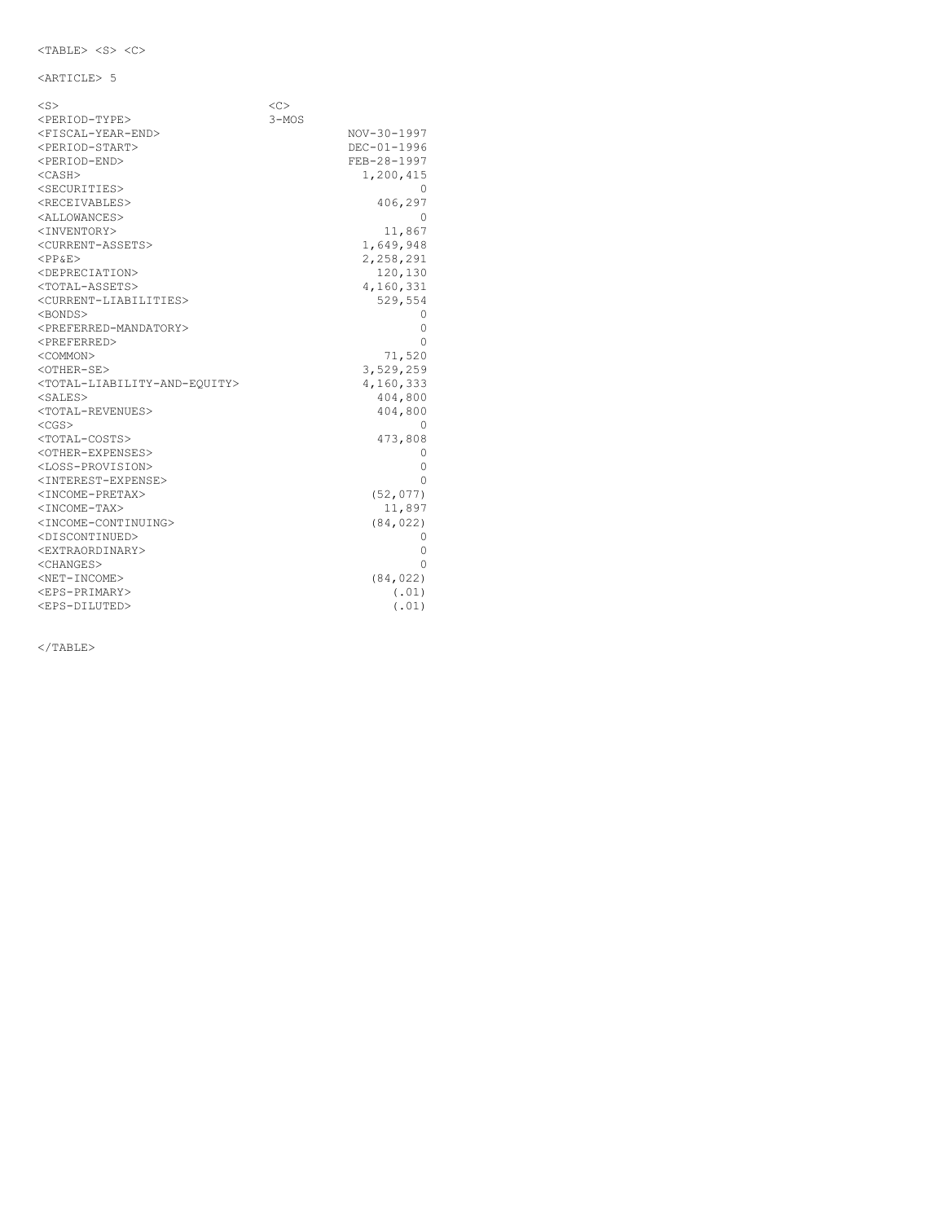<TABLE> <S> <C>

<ARTICLE> 5

| <S> | <C> |
|---|---|
| <PERIOD-TYPE> | 3-MOS |
| <FISCAL-YEAR-END> | NOV-30-1997 |
| <PERIOD-START> | DEC-01-1996 |
| <PERIOD-END> | FEB-28-1997 |
| <CASH> | 1,200,415 |
| <SECURITIES> | 0 |
| <RECEIVABLES> | 406,297 |
| <ALLOWANCES> | 0 |
| <INVENTORY> | 11,867 |
| <CURRENT-ASSETS> | 1,649,948 |
| <PP&E> | 2,258,291 |
| <DEPRECIATION> | 120,130 |
| <TOTAL-ASSETS> | 4,160,331 |
| <CURRENT-LIABILITIES> | 529,554 |
| <BONDS> | 0 |
| <PREFERRED-MANDATORY> | 0 |
| <PREFERRED> | 0 |
| <COMMON> | 71,520 |
| <OTHER-SE> | 3,529,259 |
| <TOTAL-LIABILITY-AND-EQUITY> | 4,160,333 |
| <SALES> | 404,800 |
| <TOTAL-REVENUES> | 404,800 |
| <CGS> | 0 |
| <TOTAL-COSTS> | 473,808 |
| <OTHER-EXPENSES> | 0 |
| <LOSS-PROVISION> | 0 |
| <INTEREST-EXPENSE> | 0 |
| <INCOME-PRETAX> | (52,077) |
| <INCOME-TAX> | 11,897 |
| <INCOME-CONTINUING> | (84,022) |
| <DISCONTINUED> | 0 |
| <EXTRAORDINARY> | 0 |
| <CHANGES> | 0 |
| <NET-INCOME> | (84,022) |
| <EPS-PRIMARY> | (.01) |
| <EPS-DILUTED> | (.01) |

</TABLE>